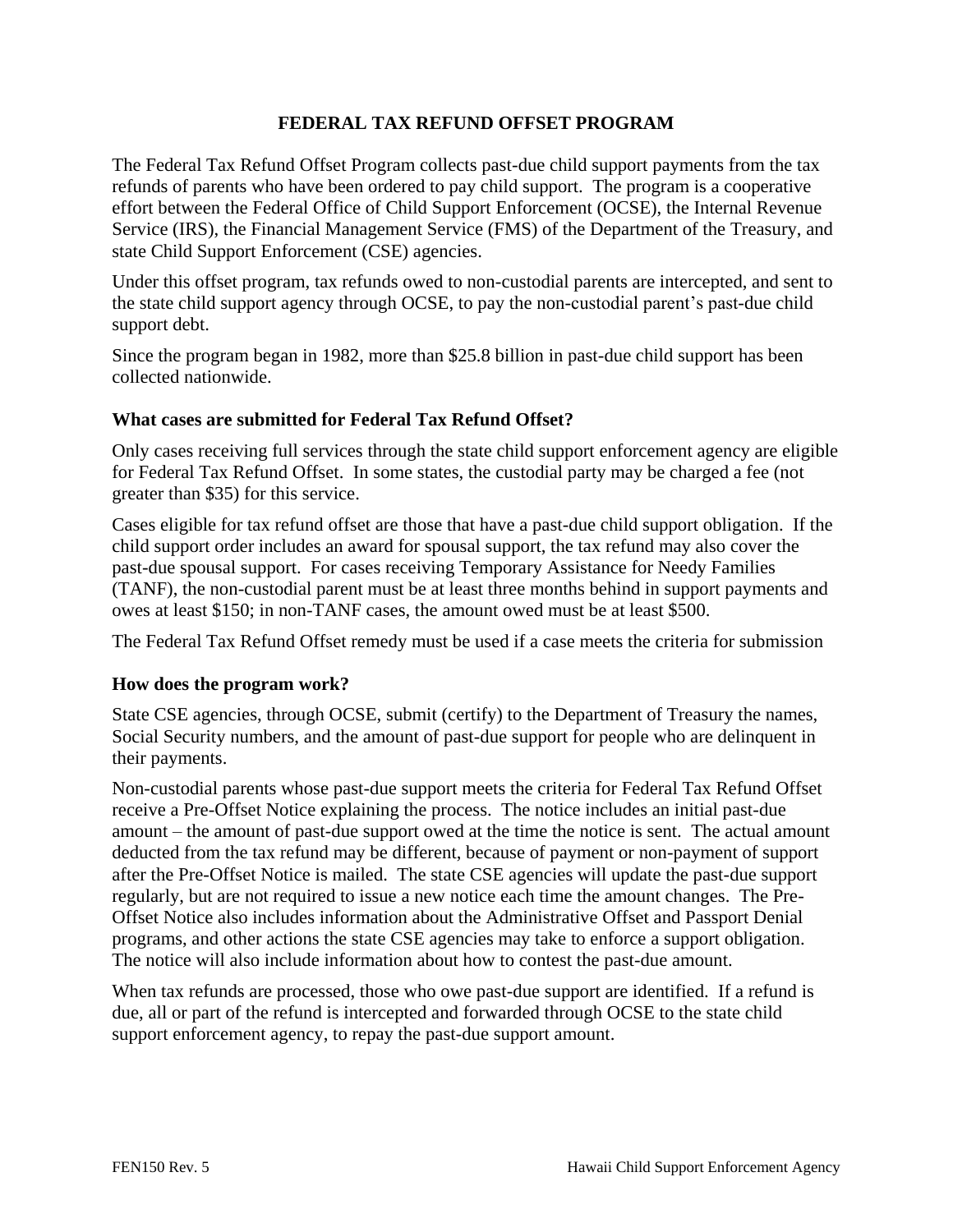# FEDERAL TAX REFUND OFFSET PROGRAM

The Federal Tax Refund Offset Program collects past-due child support payments from the tax refunds of parents who have been ordered to pay child support. The program is a cooperative effort between the Federal Office of Child Support Enforcement (OCSE), the Internal Revenue Service (IRS), the Financial Management Service (FMS) of the Department of the Treasury, and state Child Support Enforcement (CSE) agencies.

Under this offset program, tax refunds owed to non-custodial parents are intercepted, and sent to the state child support agency through OCSE, to pay the non-custodial parent's past-due child support debt.

Since the program began in 1982, more than $25.8 billion in past-due child support has been collected nationwide.

### What cases are submitted for Federal Tax Refund Offset?

Only cases receiving full services through the state child support enforcement agency are eligible for Federal Tax Refund Offset. In some states, the custodial party may be charged a fee (not greater than $35) for this service.

Cases eligible for tax refund offset are those that have a past-due child support obligation. If the child support order includes an award for spousal support, the tax refund may also cover the past-due spousal support. For cases receiving Temporary Assistance for Needy Families (TANF), the non-custodial parent must be at least three months behind in support payments and owes at least $150; in non-TANF cases, the amount owed must be at least $500.

The Federal Tax Refund Offset remedy must be used if a case meets the criteria for submission

### How does the program work?

State CSE agencies, through OCSE, submit (certify) to the Department of Treasury the names, Social Security numbers, and the amount of past-due support for people who are delinquent in their payments.

Non-custodial parents whose past-due support meets the criteria for Federal Tax Refund Offset receive a Pre-Offset Notice explaining the process. The notice includes an initial past-due amount – the amount of past-due support owed at the time the notice is sent. The actual amount deducted from the tax refund may be different, because of payment or non-payment of support after the Pre-Offset Notice is mailed. The state CSE agencies will update the past-due support regularly, but are not required to issue a new notice each time the amount changes. The Pre-Offset Notice also includes information about the Administrative Offset and Passport Denial programs, and other actions the state CSE agencies may take to enforce a support obligation. The notice will also include information about how to contest the past-due amount.

When tax refunds are processed, those who owe past-due support are identified. If a refund is due, all or part of the refund is intercepted and forwarded through OCSE to the state child support enforcement agency, to repay the past-due support amount.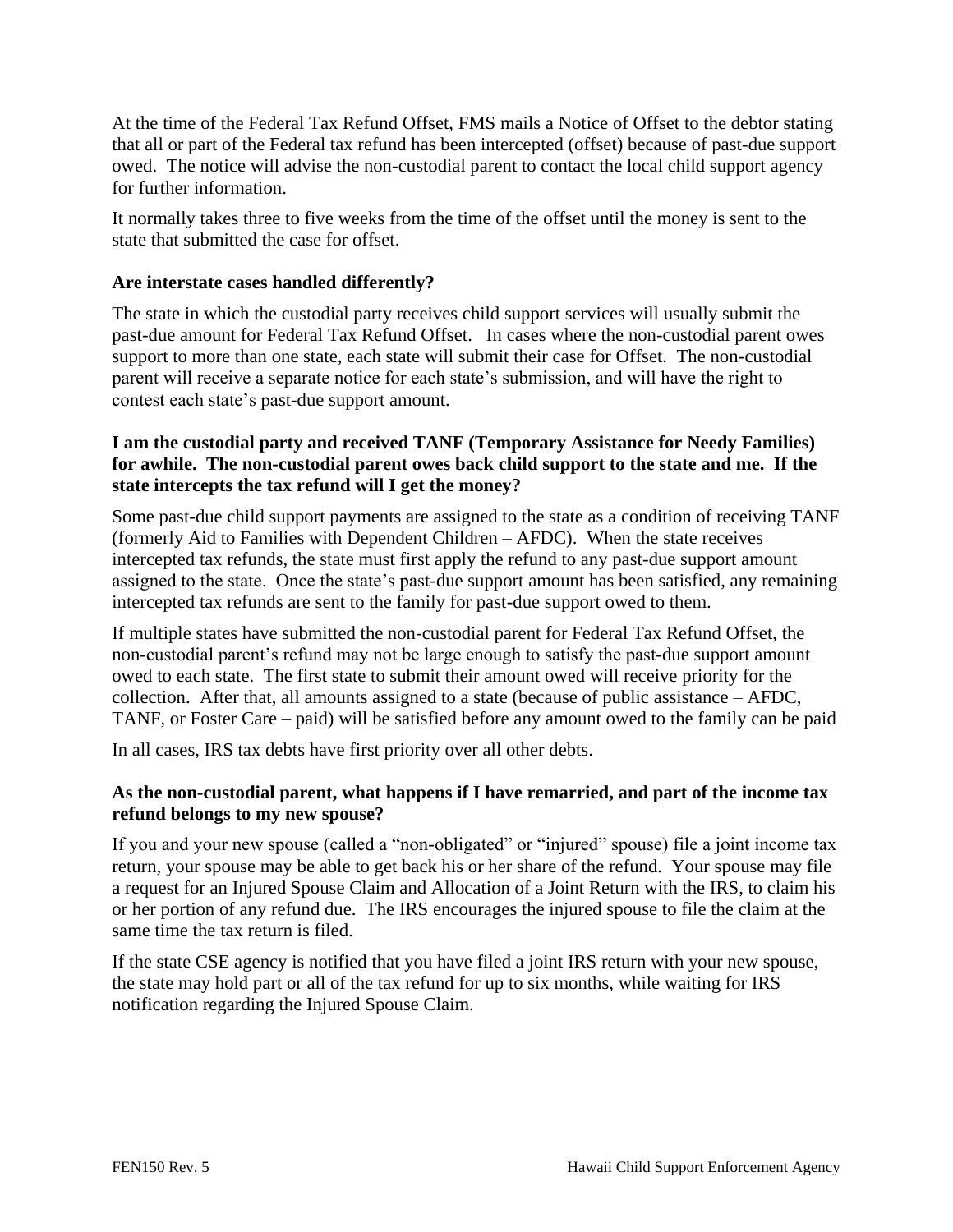At the time of the Federal Tax Refund Offset, FMS mails a Notice of Offset to the debtor stating that all or part of the Federal tax refund has been intercepted (offset) because of past-due support owed. The notice will advise the non-custodial parent to contact the local child support agency for further information.

It normally takes three to five weeks from the time of the offset until the money is sent to the state that submitted the case for offset.

**Are interstate cases handled differently?**

The state in which the custodial party receives child support services will usually submit the past-due amount for Federal Tax Refund Offset. In cases where the non-custodial parent owes support to more than one state, each state will submit their case for Offset. The non-custodial parent will receive a separate notice for each state's submission, and will have the right to contest each state's past-due support amount.

**I am the custodial party and received TANF (Temporary Assistance for Needy Families) for awhile. The non-custodial parent owes back child support to the state and me. If the state intercepts the tax refund will I get the money?**

Some past-due child support payments are assigned to the state as a condition of receiving TANF (formerly Aid to Families with Dependent Children – AFDC). When the state receives intercepted tax refunds, the state must first apply the refund to any past-due support amount assigned to the state. Once the state's past-due support amount has been satisfied, any remaining intercepted tax refunds are sent to the family for past-due support owed to them.

If multiple states have submitted the non-custodial parent for Federal Tax Refund Offset, the non-custodial parent's refund may not be large enough to satisfy the past-due support amount owed to each state. The first state to submit their amount owed will receive priority for the collection. After that, all amounts assigned to a state (because of public assistance – AFDC, TANF, or Foster Care – paid) will be satisfied before any amount owed to the family can be paid

In all cases, IRS tax debts have first priority over all other debts.

**As the non-custodial parent, what happens if I have remarried, and part of the income tax refund belongs to my new spouse?**

If you and your new spouse (called a "non-obligated" or "injured" spouse) file a joint income tax return, your spouse may be able to get back his or her share of the refund. Your spouse may file a request for an Injured Spouse Claim and Allocation of a Joint Return with the IRS, to claim his or her portion of any refund due. The IRS encourages the injured spouse to file the claim at the same time the tax return is filed.

If the state CSE agency is notified that you have filed a joint IRS return with your new spouse, the state may hold part or all of the tax refund for up to six months, while waiting for IRS notification regarding the Injured Spouse Claim.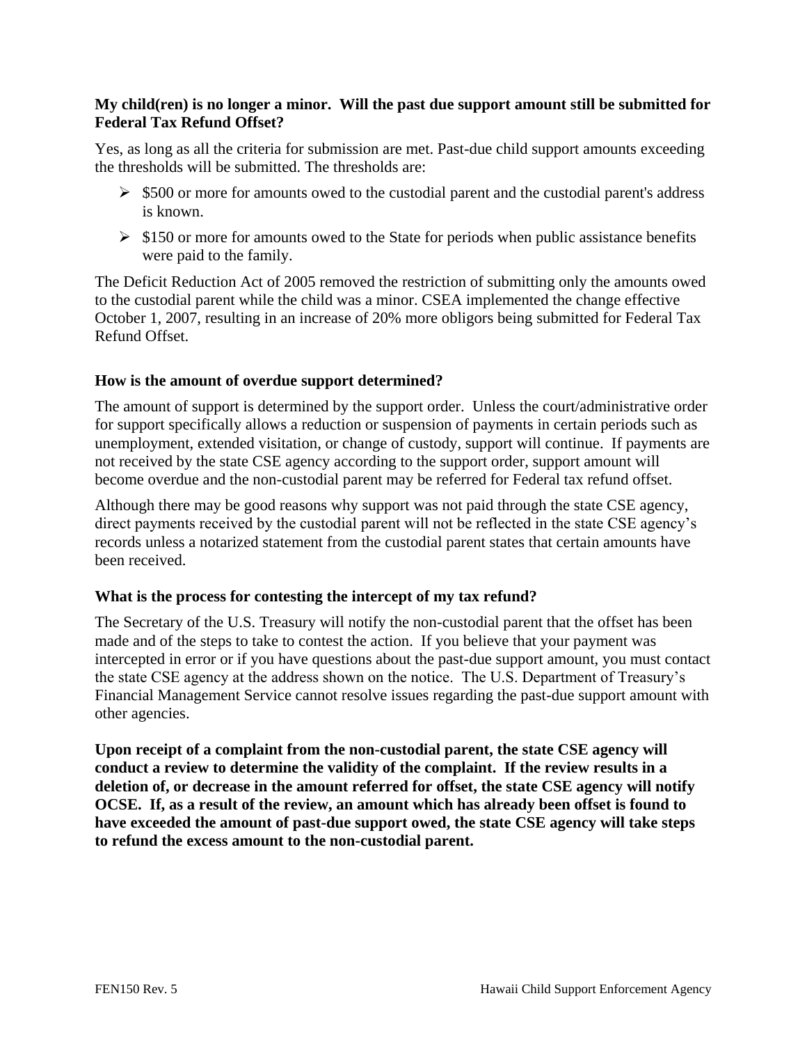**My child(ren) is no longer a minor. Will the past due support amount still be submitted for Federal Tax Refund Offset?**

Yes, as long as all the criteria for submission are met. Past-due child support amounts exceeding the thresholds will be submitted. The thresholds are:

- $500 or more for amounts owed to the custodial parent and the custodial parent's address is known.
- $150 or more for amounts owed to the State for periods when public assistance benefits were paid to the family.

The Deficit Reduction Act of 2005 removed the restriction of submitting only the amounts owed to the custodial parent while the child was a minor. CSEA implemented the change effective October 1, 2007, resulting in an increase of 20% more obligors being submitted for Federal Tax Refund Offset.

**How is the amount of overdue support determined?**

The amount of support is determined by the support order. Unless the court/administrative order for support specifically allows a reduction or suspension of payments in certain periods such as unemployment, extended visitation, or change of custody, support will continue. If payments are not received by the state CSE agency according to the support order, support amount will become overdue and the non-custodial parent may be referred for Federal tax refund offset.

Although there may be good reasons why support was not paid through the state CSE agency, direct payments received by the custodial parent will not be reflected in the state CSE agency's records unless a notarized statement from the custodial parent states that certain amounts have been received.

**What is the process for contesting the intercept of my tax refund?**

The Secretary of the U.S. Treasury will notify the non-custodial parent that the offset has been made and of the steps to take to contest the action. If you believe that your payment was intercepted in error or if you have questions about the past-due support amount, you must contact the state CSE agency at the address shown on the notice. The U.S. Department of Treasury's Financial Management Service cannot resolve issues regarding the past-due support amount with other agencies.

**Upon receipt of a complaint from the non-custodial parent, the state CSE agency will conduct a review to determine the validity of the complaint. If the review results in a deletion of, or decrease in the amount referred for offset, the state CSE agency will notify OCSE. If, as a result of the review, an amount which has already been offset is found to have exceeded the amount of past-due support owed, the state CSE agency will take steps to refund the excess amount to the non-custodial parent.**